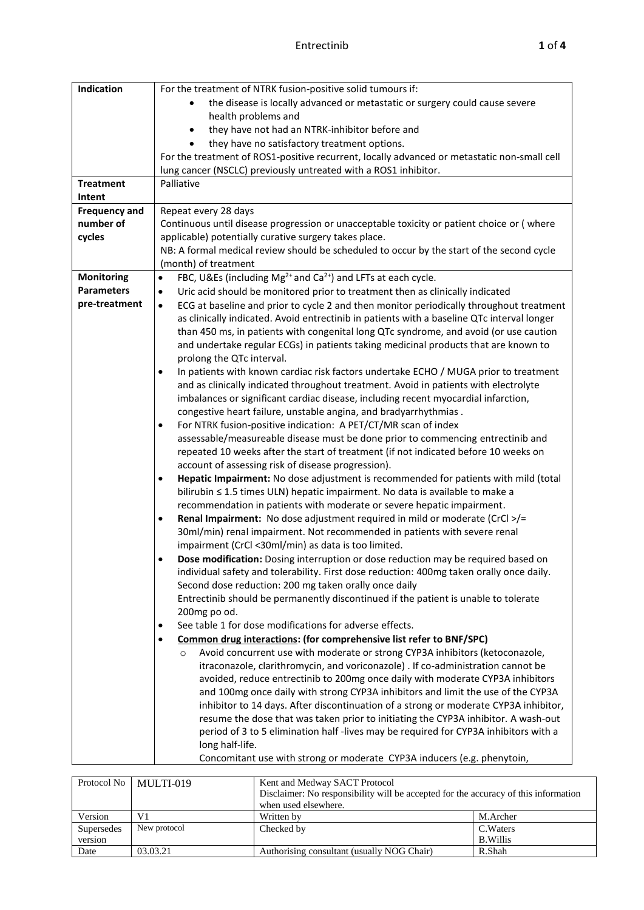# Entrectinib

| | |
|---|---|
| **Indication** | For the treatment of NTRK fusion-positive solid tumours if:<br>• the disease is locally advanced or metastatic or surgery could cause severe health problems and<br>• they have not had an NTRK-inhibitor before and<br>• they have no satisfactory treatment options.<br>For the treatment of ROS1-positive recurrent, locally advanced or metastatic non-small cell lung cancer (NSCLC) previously untreated with a ROS1 inhibitor. |
| **Treatment Intent** | Palliative |
| **Frequency and number of cycles** | Repeat every 28 days<br>Continuous until disease progression or unacceptable toxicity or patient choice or ( where applicable) potentially curative surgery takes place.<br>NB: A formal medical review should be scheduled to occur by the start of the second cycle (month) of treatment |
| **Monitoring Parameters pre-treatment** | • FBC, U&Es (including $Mg^{2+}$ and $Ca^{2+}$) and LFTs at each cycle.<br>• Uric acid should be monitored prior to treatment then as clinically indicated<br>• ECG at baseline and prior to cycle 2 and then monitor periodically throughout treatment as clinically indicated. Avoid entrectinib in patients with a baseline QTc interval longer than 450 ms, in patients with congenital long QTc syndrome, and avoid (or use caution and undertake regular ECGs) in patients taking medicinal products that are known to prolong the QTc interval.<br>• In patients with known cardiac risk factors undertake ECHO / MUGA prior to treatment and as clinically indicated throughout treatment. Avoid in patients with electrolyte imbalances or significant cardiac disease, including recent myocardial infarction, congestive heart failure, unstable angina, and bradyarrhythmias .<br>• For NTRK fusion-positive indication: A PET/CT/MR scan of index assessable/measureable disease must be done prior to commencing entrectinib and repeated 10 weeks after the start of treatment (if not indicated before 10 weeks on account of assessing risk of disease progression).<br>• **Hepatic Impairment:** No dose adjustment is recommended for patients with mild (total bilirubin ≤ 1.5 times ULN) hepatic impairment. No data is available to make a recommendation in patients with moderate or severe hepatic impairment.<br>• **Renal Impairment:** No dose adjustment required in mild or moderate (CrCl >/= 30ml/min) renal impairment. Not recommended in patients with severe renal impairment (CrCl <30ml/min) as data is too limited.<br>• **Dose modification:** Dosing interruption or dose reduction may be required based on individual safety and tolerability. First dose reduction: 400mg taken orally once daily. Second dose reduction: 200 mg taken orally once daily<br>Entrectinib should be permanently discontinued if the patient is unable to tolerate 200mg po od.<br>• See table 1 for dose modifications for adverse effects.<br>• <u>**Common drug interactions: (for comprehensive list refer to BNF/SPC)**</u><br>&nbsp;&nbsp;&nbsp;&nbsp;○ Avoid concurrent use with moderate or strong CYP3A inhibitors (ketoconazole, itraconazole, clarithromycin, and voriconazole) . If co-administration cannot be avoided, reduce entrectinib to 200mg once daily with moderate CYP3A inhibitors and 100mg once daily with strong CYP3A inhibitors and limit the use of the CYP3A inhibitor to 14 days. After discontinuation of a strong or moderate CYP3A inhibitor, resume the dose that was taken prior to initiating the CYP3A inhibitor. A wash-out period of 3 to 5 elimination half -lives may be required for CYP3A inhibitors with a long half-life.<br>Concomitant use with strong or moderate CYP3A inducers (e.g. phenytoin, |

| Protocol No | MULTI-019 | Kent and Medway SACT Protocol<br>Disclaimer: No responsibility will be accepted for the accuracy of this information when used elsewhere. | |
|---|---|---|---|
| Version | V1 | Written by | M.Archer |
| Supersedes version | New protocol | Checked by | C.Waters<br>B.Willis |
| Date | 03.03.21 | Authorising consultant (usually NOG Chair) | R.Shah |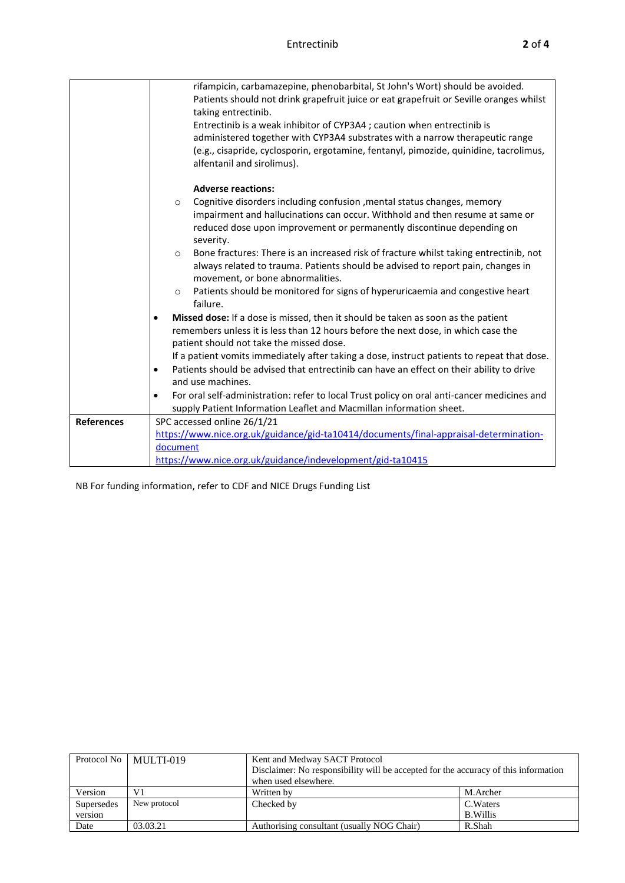| | |
|---|---|
| | rifampicin, carbamazepine, phenobarbital, St John's Wort) should be avoided. Patients should not drink grapefruit juice or eat grapefruit or Seville oranges whilst taking entrectinib.<br>Entrectinib is a weak inhibitor of CYP3A4 ; caution when entrectinib is administered together with CYP3A4 substrates with a narrow therapeutic range (e.g., cisapride, cyclosporin, ergotamine, fentanyl, pimozide, quinidine, tacrolimus, alfentanil and sirolimus).<br><br>**Adverse reactions:**<br>○ Cognitive disorders including confusion ,mental status changes, memory impairment and hallucinations can occur. Withhold and then resume at same or reduced dose upon improvement or permanently discontinue depending on severity.<br>○ Bone fractures: There is an increased risk of fracture whilst taking entrectinib, not always related to trauma. Patients should be advised to report pain, changes in movement, or bone abnormalities.<br>○ Patients should be monitored for signs of hyperuricaemia and congestive heart failure.<br>• **Missed dose:** If a dose is missed, then it should be taken as soon as the patient remembers unless it is less than 12 hours before the next dose, in which case the patient should not take the missed dose.<br>If a patient vomits immediately after taking a dose, instruct patients to repeat that dose.<br>• Patients should be advised that entrectinib can have an effect on their ability to drive and use machines.<br>• For oral self-administration: refer to local Trust policy on oral anti-cancer medicines and supply Patient Information Leaflet and Macmillan information sheet. |
| **References** | SPC accessed online 26/1/21<br>https://www.nice.org.uk/guidance/gid-ta10414/documents/final-appraisal-determination-document<br>https://www.nice.org.uk/guidance/indevelopment/gid-ta10415 |

NB For funding information, refer to CDF and NICE Drugs Funding List

| Protocol No | MULTI-019 | Kent and Medway SACT Protocol<br>Disclaimer: No responsibility will be accepted for the accuracy of this information when used elsewhere. | |
|---|---|---|---|
| Version | V1 | Written by | M.Archer |
| Supersedes version | New protocol | Checked by | C.Waters<br>B.Willis |
| Date | 03.03.21 | Authorising consultant (usually NOG Chair) | R.Shah |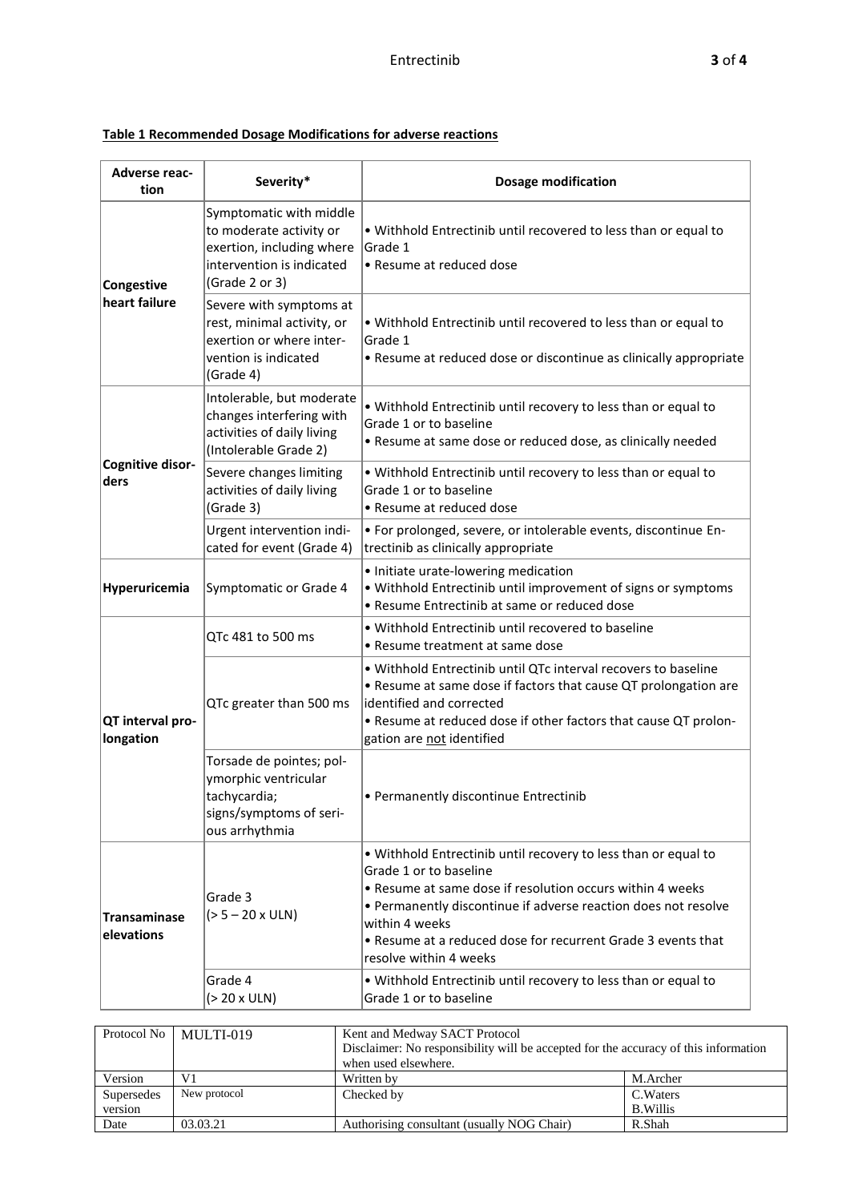**Table 1 Recommended Dosage Modifications for adverse reactions**

| Adverse reaction | Severity* | Dosage modification |
|---|---|---|
| **Congestive heart failure** | Symptomatic with middle to moderate activity or exertion, including where intervention is indicated (Grade 2 or 3) | • Withhold Entrectinib until recovered to less than or equal to Grade 1<br>• Resume at reduced dose |
| | Severe with symptoms at rest, minimal activity, or exertion or where intervention is indicated (Grade 4) | • Withhold Entrectinib until recovered to less than or equal to Grade 1<br>• Resume at reduced dose or discontinue as clinically appropriate |
| **Cognitive disorders** | Intolerable, but moderate changes interfering with activities of daily living (Intolerable Grade 2) | • Withhold Entrectinib until recovery to less than or equal to Grade 1 or to baseline<br>• Resume at same dose or reduced dose, as clinically needed |
| | Severe changes limiting activities of daily living (Grade 3) | • Withhold Entrectinib until recovery to less than or equal to Grade 1 or to baseline<br>• Resume at reduced dose |
| | Urgent intervention indicated for event (Grade 4) | • For prolonged, severe, or intolerable events, discontinue Entrectinib as clinically appropriate |
| **Hyperuricemia** | Symptomatic or Grade 4 | • Initiate urate-lowering medication<br>• Withhold Entrectinib until improvement of signs or symptoms<br>• Resume Entrectinib at same or reduced dose |
| **QT interval prolongation** | QTc 481 to 500 ms | • Withhold Entrectinib until recovered to baseline<br>• Resume treatment at same dose |
| | QTc greater than 500 ms | • Withhold Entrectinib until QTc interval recovers to baseline<br>• Resume at same dose if factors that cause QT prolongation are identified and corrected<br>• Resume at reduced dose if other factors that cause QT prolongation are <u>not</u> identified |
| | Torsade de pointes; polymorphic ventricular tachycardia; signs/symptoms of serious arrhythmia | • Permanently discontinue Entrectinib |
| **Transaminase elevations** | Grade 3<br>(> 5 – 20 x ULN) | • Withhold Entrectinib until recovery to less than or equal to Grade 1 or to baseline<br>• Resume at same dose if resolution occurs within 4 weeks<br>• Permanently discontinue if adverse reaction does not resolve within 4 weeks<br>• Resume at a reduced dose for recurrent Grade 3 events that resolve within 4 weeks |
| | Grade 4<br>(> 20 x ULN) | • Withhold Entrectinib until recovery to less than or equal to Grade 1 or to baseline |

| Protocol No | MULTI-019 | Kent and Medway SACT Protocol<br>Disclaimer: No responsibility will be accepted for the accuracy of this information when used elsewhere. | |
|---|---|---|---|
| Version | V1 | Written by | M.Archer |
| Supersedes version | New protocol | Checked by | C.Waters<br>B.Willis |
| Date | 03.03.21 | Authorising consultant (usually NOG Chair) | R.Shah |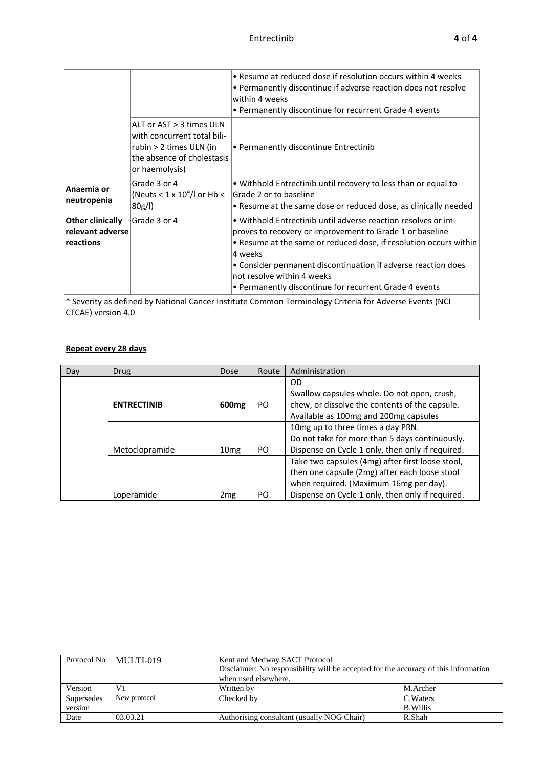| | | |
|---|---|---|
| | | • Resume at reduced dose if resolution occurs within 4 weeks<br>• Permanently discontinue if adverse reaction does not resolve within 4 weeks<br>• Permanently discontinue for recurrent Grade 4 events |
| | ALT or AST > 3 times ULN with concurrent total bilirubin > 2 times ULN (in the absence of cholestasis or haemolysis) | • Permanently discontinue Entrectinib |
| **Anaemia or neutropenia** | Grade 3 or 4 (Neuts < 1 x $10^9$/l or Hb < 80g/l) | • Withhold Entrectinib until recovery to less than or equal to Grade 2 or to baseline<br>• Resume at the same dose or reduced dose, as clinically needed |
| **Other clinically relevant adverse reactions** | Grade 3 or 4 | • Withhold Entrectinib until adverse reaction resolves or improves to recovery or improvement to Grade 1 or baseline<br>• Resume at the same or reduced dose, if resolution occurs within 4 weeks<br>• Consider permanent discontinuation if adverse reaction does not resolve within 4 weeks<br>• Permanently discontinue for recurrent Grade 4 events |
| * Severity as defined by National Cancer Institute Common Terminology Criteria for Adverse Events (NCI CTCAE) version 4.0 | | |

**Repeat every 28 days**

| Day | Drug | Dose | Route | Administration |
|---|---|---|---|---|
| | **ENTRECTINIB** | **600mg** | PO | OD<br>Swallow capsules whole. Do not open, crush, chew, or dissolve the contents of the capsule.<br>Available as 100mg and 200mg capsules |
| | Metoclopramide | 10mg | PO | 10mg up to three times a day PRN.<br>Do not take for more than 5 days continuously.<br>Dispense on Cycle 1 only, then only if required. |
| | Loperamide | 2mg | PO | Take two capsules (4mg) after first loose stool, then one capsule (2mg) after each loose stool when required. (Maximum 16mg per day).<br>Dispense on Cycle 1 only, then only if required. |

| Protocol No | MULTI-019 | Kent and Medway SACT Protocol<br>Disclaimer: No responsibility will be accepted for the accuracy of this information when used elsewhere. | |
|---|---|---|---|
| Version | V1 | Written by | M.Archer |
| Supersedes version | New protocol | Checked by | C.Waters<br>B.Willis |
| Date | 03.03.21 | Authorising consultant (usually NOG Chair) | R.Shah |